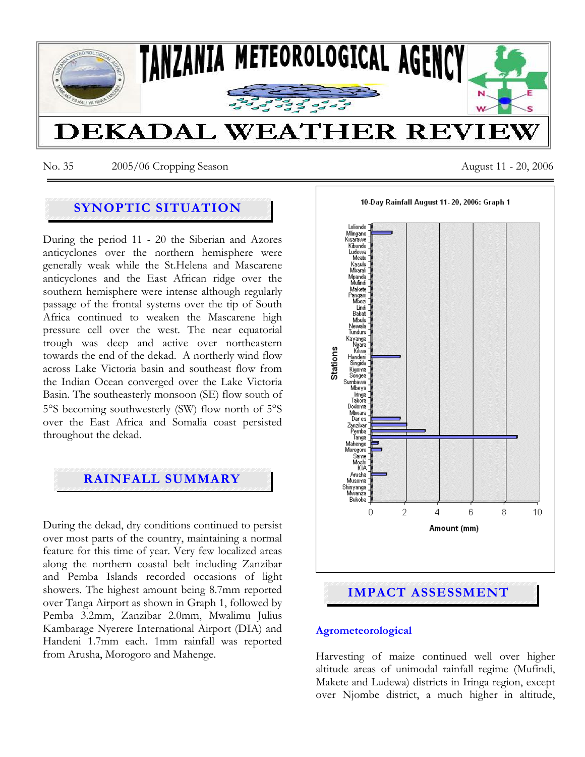# TANZANIA METEOROLOGICAL AGENCY

# DEKADAL WEATHER REVIEW

No. 35 2005/06 Cropping Season August 11 - 20, 2006

## SYNOPTIC SITUATION

During the period 11 - 20 the Siberian and Azores anticyclones over the northern hemisphere were generally weak while the St.Helena and Mascarene anticyclones and the East African ridge over the southern hemisphere were intense although regularly passage of the frontal systems over the tip of South Africa continued to weaken the Mascarene high pressure cell over the west. The near equatorial trough was deep and active over northeastern towards the end of the dekad. A northerly wind flow across Lake Victoria basin and southeast flow from the Indian Ocean converged over the Lake Victoria Basin. The southeasterly monsoon (SE) flow south of 5°S becoming southwesterly (SW) flow north of 5°S over the East Africa and Somalia coast persisted throughout the dekad.

## RAINFALL SUMMARY

During the dekad, dry conditions continued to persist over most parts of the country, maintaining a normal feature for this time of year. Very few localized areas along the northern coastal belt including Zanzibar and Pemba Islands recorded occasions of light showers. The highest amount being 8.7mm reported over Tanga Airport as shown in Graph 1, followed by Pemba 3.2mm, Zanzibar 2.0mm, Mwalimu Julius Kambarage Nyerere International Airport (DIA) and Handeni 1.7mm each. 1mm rainfall was reported from Arusha, Morogoro and Mahenge.

10-Day Rainfall August 11- 20, 2006: Graph 1

## IMPACT ASSESSMENT

### Agrometeorological

Harvesting of maize continued well over higher altitude areas of unimodal rainfall regime (Mufindi, Makete and Ludewa) districts in Iringa region, except over Njombe district, a much higher in altitude,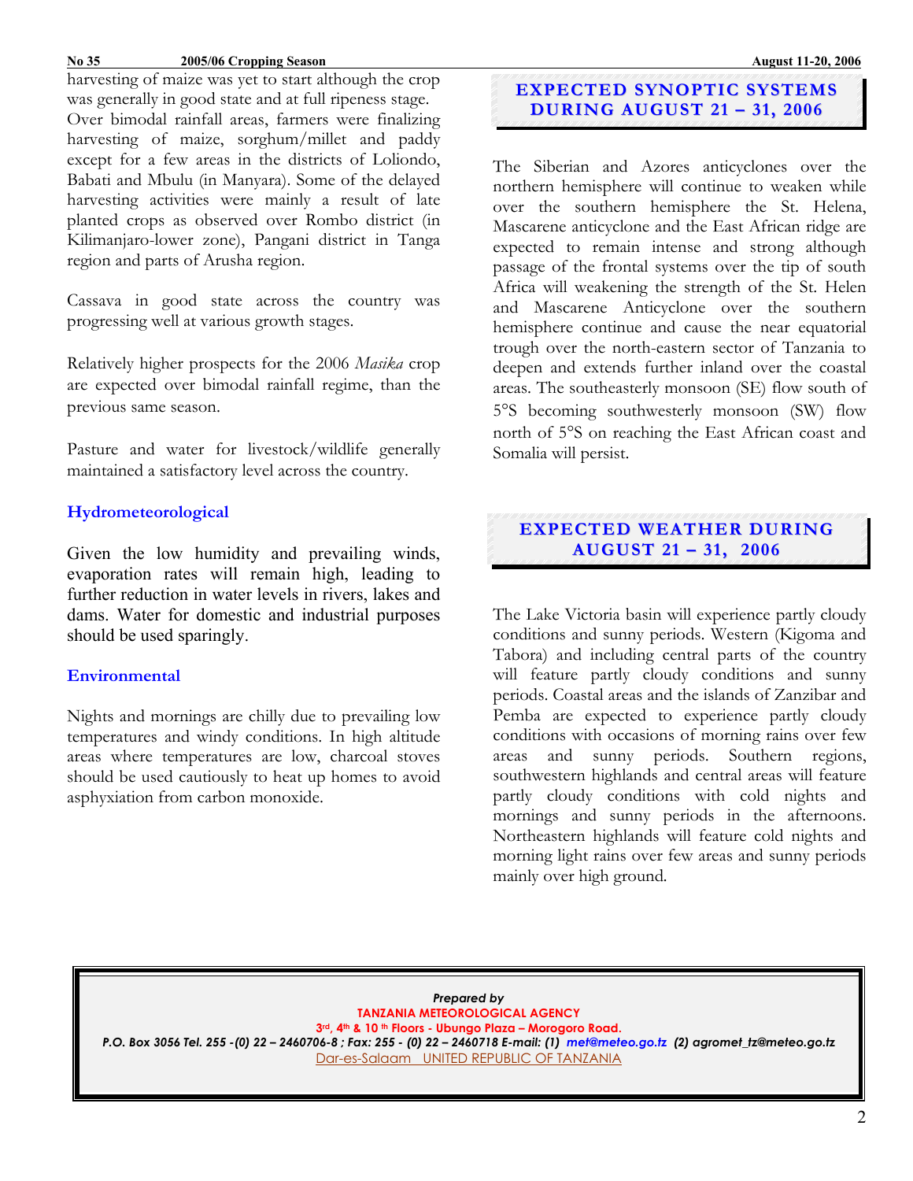harvesting of maize was yet to start although the crop was generally in good state and at full ripeness stage. Over bimodal rainfall areas, farmers were finalizing harvesting of maize, sorghum/millet and paddy except for a few areas in the districts of Loliondo, Babati and Mbulu (in Manyara). Some of the delayed harvesting activities were mainly a result of late planted crops as observed over Rombo district (in Kilimanjaro-lower zone), Pangani district in Tanga region and parts of Arusha region.

Cassava in good state across the country was progressing well at various growth stages.

Relatively higher prospects for the 2006 *Masika* crop are expected over bimodal rainfall regime, than the previous same season.

Pasture and water for livestock/wildlife generally maintained a satisfactory level across the country.

### Hydrometeorological

Given the low humidity and prevailing winds, evaporation rates will remain high, leading to further reduction in water levels in rivers, lakes and dams. Water for domestic and industrial purposes should be used sparingly.

### Environmental

Nights and mornings are chilly due to prevailing low temperatures and windy conditions. In high altitude areas where temperatures are low, charcoal stoves should be used cautiously to heat up homes to avoid asphyxiation from carbon monoxide.

## EXPECTED SYNOPTIC SYSTEMS DURING AUGUST 21 – 31, 2006

The Siberian and Azores anticyclones over the northern hemisphere will continue to weaken while over the southern hemisphere the St. Helena, Mascarene anticyclone and the East African ridge are expected to remain intense and strong although passage of the frontal systems over the tip of south Africa will weakening the strength of the St. Helen and Mascarene Anticyclone over the southern hemisphere continue and cause the near equatorial trough over the north-eastern sector of Tanzania to deepen and extends further inland over the coastal areas. The southeasterly monsoon (SE) flow south of 5°S becoming southwesterly monsoon (SW) flow north of 5°S on reaching the East African coast and Somalia will persist.

## EXPECTED WEATHER DURING AUGUST 21 – 31, 2006

The Lake Victoria basin will experience partly cloudy conditions and sunny periods. Western (Kigoma and Tabora) and including central parts of the country will feature partly cloudy conditions and sunny periods. Coastal areas and the islands of Zanzibar and Pemba are expected to experience partly cloudy conditions with occasions of morning rains over few areas and sunny periods. Southern regions, southwestern highlands and central areas will feature partly cloudy conditions with cold nights and mornings and sunny periods in the afternoons. Northeastern highlands will feature cold nights and morning light rains over few areas and sunny periods mainly over high ground.

*Prepared by*
**TANZANIA METEOROLOGICAL AGENCY**
**3rd, 4th & 10th Floors - Ubungo Plaza – Morogoro Road.**
***P.O. Box 3056 Tel. 255 -(0) 22 – 2460706-8 ; Fax: 255 - (0) 22 – 2460718 E-mail: (1) met@meteo.go.tz (2) agromet_tz@meteo.go.tz***
Dar-es-Salaam UNITED REPUBLIC OF TANZANIA